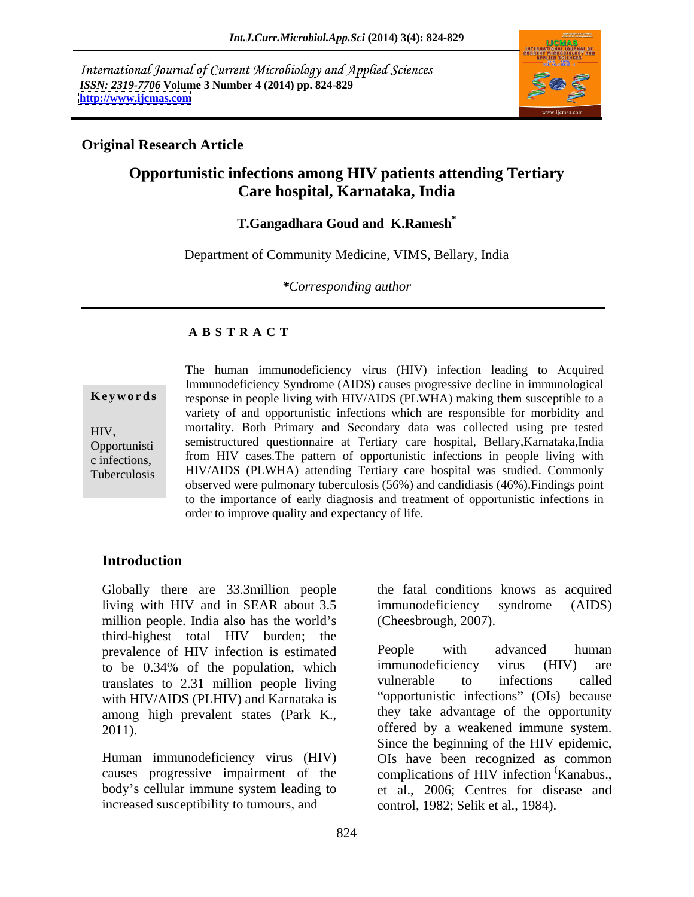International Journal of Current Microbiology and Applied Sciences
*ISSN: 2319-7706* **Volume 3 Number 4 (2014) pp. 824-829**
**http://www.ijcmas.com**

**Original Research Article**

# Opportunistic infections among HIV patients attending Tertiary Care hospital, Karnataka, India

**T.Gangadhara Goud and K.Ramesh***

Department of Community Medicine, VIMS, Bellary, India

***Corresponding author**

## A B S T R A C T

**Keywords**

HIV, Opportunistic infections, Tuberculosis

The human immunodeficiency virus (HIV) infection leading to Acquired Immunodeficiency Syndrome (AIDS) causes progressive decline in immunological response in people living with HIV/AIDS (PLWHA) making them susceptible to a variety of and opportunistic infections which are responsible for morbidity and mortality. Both Primary and Secondary data was collected using pre tested semistructured questionnaire at Tertiary care hospital, Bellary,Karnataka,India from HIV cases.The pattern of opportunistic infections in people living with HIV/AIDS (PLWHA) attending Tertiary care hospital was studied. Commonly observed were pulmonary tuberculosis (56%) and candidiasis (46%).Findings point to the importance of early diagnosis and treatment of opportunistic infections in order to improve quality and expectancy of life.

## Introduction

Globally there are 33.3million people living with HIV and in SEAR about 3.5 million people. India also has the world's third-highest total HIV burden; the prevalence of HIV infection is estimated to be 0.34% of the population, which translates to 2.31 million people living with HIV/AIDS (PLHIV) and Karnataka is among high prevalent states (Park K., 2011).

Human immunodeficiency virus (HIV) causes progressive impairment of the body's cellular immune system leading to increased susceptibility to tumours, and the fatal conditions knows as acquired immunodeficiency syndrome (AIDS) (Cheesbrough, 2007).

People with advanced human immunodeficiency virus (HIV) are vulnerable to infections called "opportunistic infections" (OIs) because they take advantage of the opportunity offered by a weakened immune system. Since the beginning of the HIV epidemic, OIs have been recognized as common complications of HIV infection (Kanabus., et al., 2006; Centres for disease and control, 1982; Selik et al., 1984).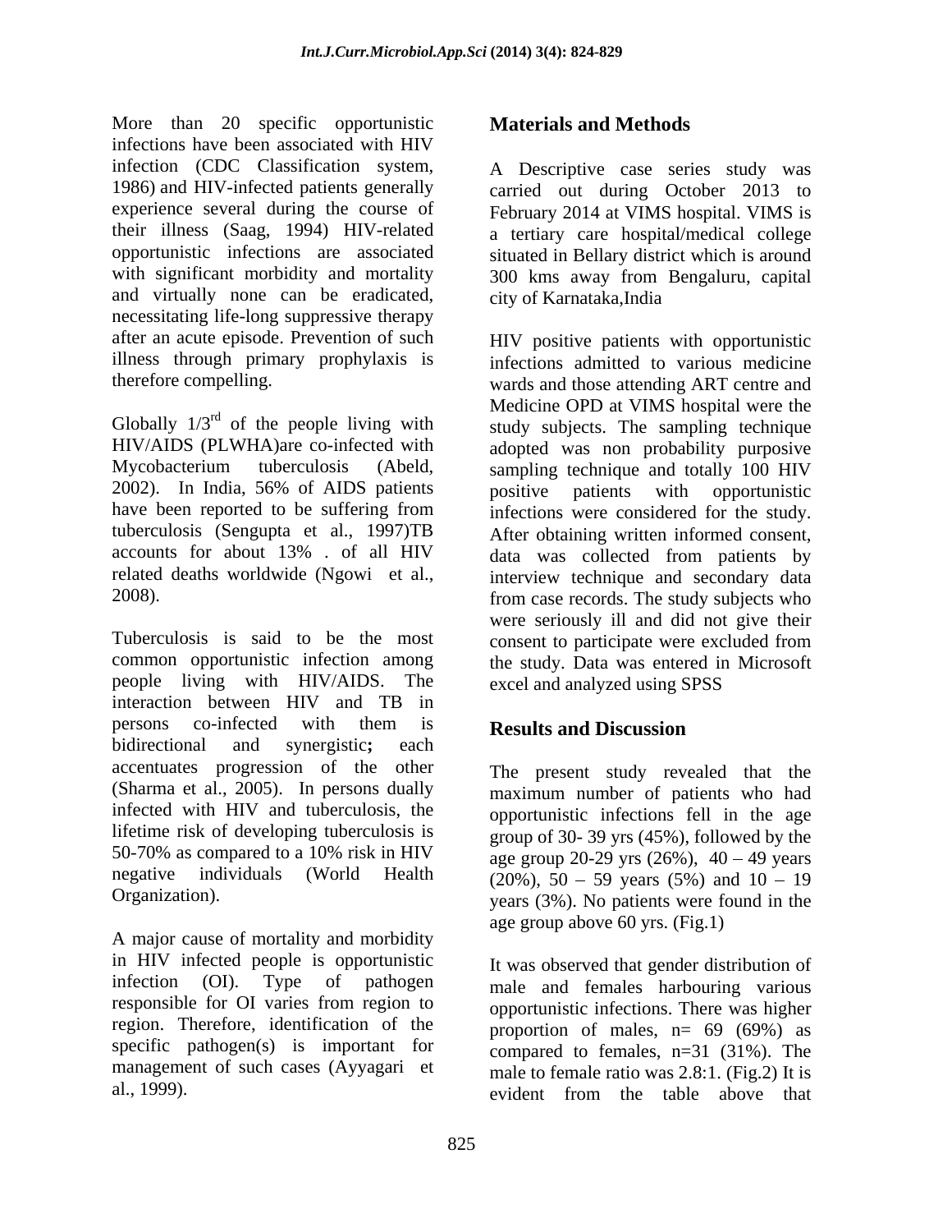More than 20 specific opportunistic infections have been associated with HIV infection (CDC Classification system, 1986) and HIV-infected patients generally experience several during the course of their illness (Saag, 1994) HIV-related opportunistic infections are associated with significant morbidity and mortality and virtually none can be eradicated, necessitating life-long suppressive therapy after an acute episode. Prevention of such illness through primary prophylaxis is therefore compelling.

Globally 1/3[rd] of the people living with HIV/AIDS (PLWHA)are co-infected with Mycobacterium tuberculosis (Abeld, 2002). In India, 56% of AIDS patients have been reported to be suffering from tuberculosis (Sengupta et al., 1997)TB accounts for about 13% . of all HIV related deaths worldwide (Ngowi et al., 2008).

Tuberculosis is said to be the most common opportunistic infection among people living with HIV/AIDS. The interaction between HIV and TB in persons co-infected with them is bidirectional and synergistic**;** each accentuates progression of the other (Sharma et al., 2005). In persons dually infected with HIV and tuberculosis, the lifetime risk of developing tuberculosis is 50-70% as compared to a 10% risk in HIV negative individuals (World Health Organization).

A major cause of mortality and morbidity in HIV infected people is opportunistic infection (OI). Type of pathogen responsible for OI varies from region to region. Therefore, identification of the specific pathogen(s) is important for management of such cases (Ayyagari et al., 1999).

## Materials and Methods

A Descriptive case series study was carried out during October 2013 to February 2014 at VIMS hospital. VIMS is a tertiary care hospital/medical college situated in Bellary district which is around 300 kms away from Bengaluru, capital city of Karnataka,India

HIV positive patients with opportunistic infections admitted to various medicine wards and those attending ART centre and Medicine OPD at VIMS hospital were the study subjects. The sampling technique adopted was non probability purposive sampling technique and totally 100 HIV positive patients with opportunistic infections were considered for the study. After obtaining written informed consent, data was collected from patients by interview technique and secondary data from case records. The study subjects who were seriously ill and did not give their consent to participate were excluded from the study. Data was entered in Microsoft excel and analyzed using SPSS

## Results and Discussion

The present study revealed that the maximum number of patients who had opportunistic infections fell in the age group of 30- 39 yrs (45%), followed by the age group 20-29 yrs (26%), 40 – 49 years (20%), 50 – 59 years (5%) and 10 – 19 years (3%). No patients were found in the age group above 60 yrs. (Fig.1)

It was observed that gender distribution of male and females harbouring various opportunistic infections. There was higher proportion of males, n= 69 (69%) as compared to females, n=31 (31%). The male to female ratio was 2.8:1. (Fig.2) It is evident from the table above that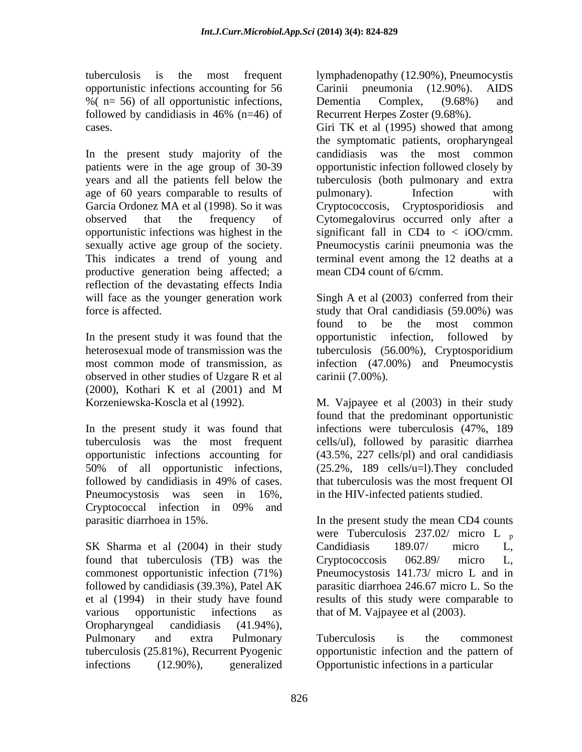tuberculosis is the most frequent opportunistic infections accounting for 56 %( n= 56) of all opportunistic infections, followed by candidiasis in 46% (n=46) of cases.

In the present study majority of the patients were in the age group of 30-39 years and all the patients fell below the age of 60 years comparable to results of Garcia Ordonez MA et al (1998). So it was observed that the frequency of opportunistic infections was highest in the sexually active age group of the society. This indicates a trend of young and productive generation being affected; a reflection of the devastating effects India will face as the younger generation work force is affected.

In the present study it was found that the heterosexual mode of transmission was the most common mode of transmission, as observed in other studies of Uzgare R et al (2000), Kothari K et al (2001) and M Korzeniewska-Koscla et al (1992).

In the present study it was found that tuberculosis was the most frequent opportunistic infections accounting for 50% of all opportunistic infections, followed by candidiasis in 49% of cases. Pneumocystosis was seen in 16%, Cryptococcal infection in 09% and parasitic diarrhoea in 15%.

SK Sharma et al (2004) in their study found that tuberculosis (TB) was the commonest opportunistic infection (71%) followed by candidiasis (39.3%), Patel AK et al (1994) in their study have found various opportunistic infections as Oropharyngeal candidiasis (41.94%), Pulmonary and extra Pulmonary tuberculosis (25.81%), Recurrent Pyogenic infections (12.90%), generalized lymphadenopathy (12.90%), Pneumocystis Carinii pneumonia (12.90%). AIDS Dementia Complex, (9.68%) and Recurrent Herpes Zoster (9.68%).

Giri TK et al (1995) showed that among the symptomatic patients, oropharyngeal candidiasis was the most common opportunistic infection followed closely by tuberculosis (both pulmonary and extra pulmonary). Infection with Cryptococcosis, Cryptosporidiosis and Cytomegalovirus occurred only after a significant fall in CD4 to < iOO/cmm. Pneumocystis carinii pneumonia was the terminal event among the 12 deaths at a mean CD4 count of 6/cmm.

Singh A et al (2003) conferred from their study that Oral candidiasis (59.00%) was found to be the most common opportunistic infection, followed by tuberculosis (56.00%), Cryptosporidium infection (47.00%) and Pneumocystis carinii (7.00%).

M. Vajpayee et al (2003) in their study found that the predominant opportunistic infections were tuberculosis (47%, 189 cells/ul), followed by parasitic diarrhea (43.5%, 227 cells/pl) and oral candidiasis (25.2%, 189 cells/u=l).They concluded that tuberculosis was the most frequent OI in the HIV-infected patients studied.

In the present study the mean CD4 counts were Tuberculosis 237.02/ micro L $_p$ Candidiasis 189.07/ micro L, Cryptococcosis 062.89/ micro L, Pneumocystosis 141.73/ micro L and in parasitic diarrhoea 246.67 micro L. So the results of this study were comparable to that of M. Vajpayee et al (2003).

Tuberculosis is the commonest opportunistic infection and the pattern of Opportunistic infections in a particular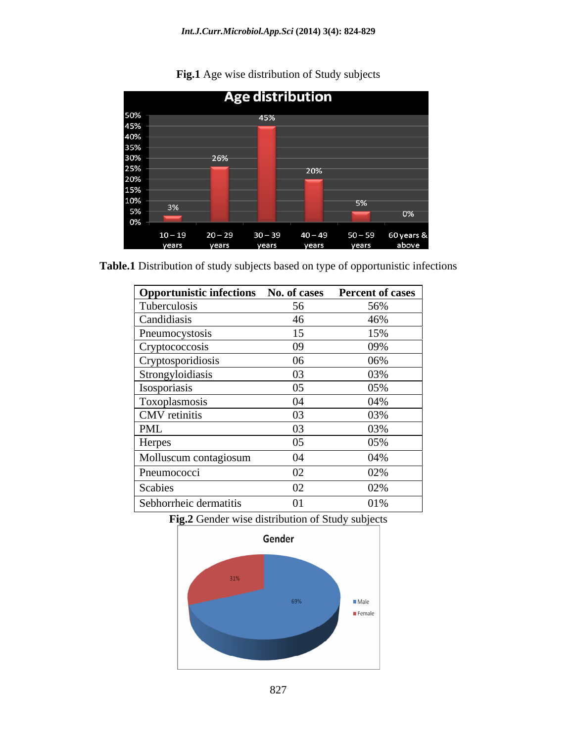**Fig.1** Age wise distribution of Study subjects

**Table.1** Distribution of study subjects based on type of opportunistic infections

| Opportunistic infections | No. of cases | Percent of cases |
|---|---|---|
| Tuberculosis | 56 | 56% |
| Candidiasis | 46 | 46% |
| Pneumocystosis | 15 | 15% |
| Cryptococcosis | 09 | 09% |
| Cryptosporidiosis | 06 | 06% |
| Strongyloidiasis | 03 | 03% |
| Isosporiasis | 05 | 05% |
| Toxoplasmosis | 04 | 04% |
| CMV retinitis | 03 | 03% |
| PML | 03 | 03% |
| Herpes | 05 | 05% |
| Molluscum contagiosum | 04 | 04% |
| Pneumococci | 02 | 02% |
| Scabies | 02 | 02% |
| Sebhorrheic dermatitis | 01 | 01% |

**Fig.2** Gender wise distribution of Study subjects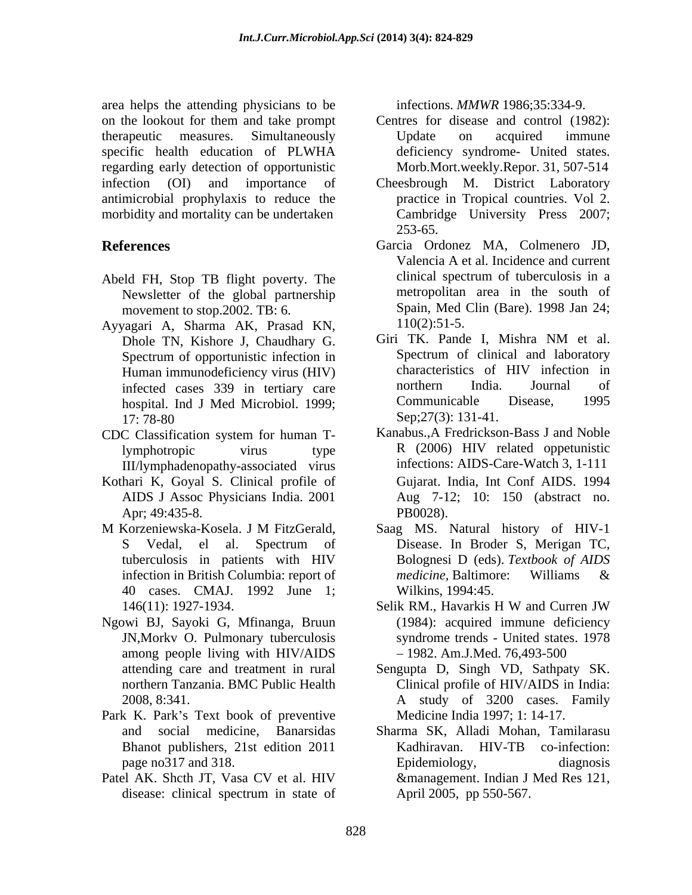area helps the attending physicians to be on the lookout for them and take prompt therapeutic measures. Simultaneously specific health education of PLWHA regarding early detection of opportunistic infection (OI) and importance of antimicrobial prophylaxis to reduce the morbidity and mortality can be undertaken

## References

Abeld FH, Stop TB flight poverty. The Newsletter of the global partnership movement to stop.2002. TB: 6.

Ayyagari A, Sharma AK, Prasad KN, Dhole TN, Kishore J, Chaudhary G. Spectrum of opportunistic infection in Human immunodeficiency virus (HIV) infected cases 339 in tertiary care hospital. Ind J Med Microbiol. 1999; 17: 78-80

CDC Classification system for human T-lymphotropic virus type III/lymphadenopathy-associated virus infections. *MMWR* 1986;35:334-9.

Centres for disease and control (1982): Update on acquired immune deficiency syndrome- United states. Morb.Mort.weekly.Repor. 31, 507-514

Cheesbrough M. District Laboratory practice in Tropical countries. Vol 2. Cambridge University Press 2007; 253-65.

Garcia Ordonez MA, Colmenero JD, Valencia A et al. Incidence and current clinical spectrum of tuberculosis in a metropolitan area in the south of Spain, Med Clin (Bare). 1998 Jan 24; 110(2):51-5.

Giri TK. Pande I, Mishra NM et al. Spectrum of clinical and laboratory characteristics of HIV infection in northern India. Journal of Communicable Disease, 1995 Sep;27(3): 131-41.

Kanabus.,A Fredrickson-Bass J and Noble R (2006) HIV related oppetunistic infections: AIDS-Care-Watch 3, 1-111

Kothari K, Goyal S. Clinical profile of AIDS J Assoc Physicians India. 2001 Apr; 49:435-8.

M Korzeniewska-Kosela. J M FitzGerald, S Vedal, el al. Spectrum of tuberculosis in patients with HIV infection in British Columbia: report of 40 cases. CMAJ. 1992 June 1; 146(11): 1927-1934.

Ngowi BJ, Sayoki G, Mfinanga, Bruun JN,Morkv O. Pulmonary tuberculosis among people living with HIV/AIDS attending care and treatment in rural northern Tanzania. BMC Public Health 2008, 8:341.

Park K. Park's Text book of preventive and social medicine, Banarsidas Bhanot publishers, 21st edition 2011 page no317 and 318.

Patel AK. Shcth JT, Vasa CV et al. HIV disease: clinical spectrum in state of Gujarat. India, Int Conf AIDS. 1994 Aug 7-12; 10: 150 (abstract no. PB0028).

Saag MS. Natural history of HIV-1 Disease. In Broder S, Merigan TC, Bolognesi D (eds). *Textbook of AIDS medicine,* Baltimore: Williams & Wilkins, 1994:45.

Selik RM., Havarkis H W and Curren JW (1984): acquired immune deficiency syndrome trends - United states. 1978 – 1982. Am.J.Med. 76,493-500

Sengupta D, Singh VD, Sathpaty SK. Clinical profile of HIV/AIDS in India: A study of 3200 cases. Family Medicine India 1997; 1: 14-17.

Sharma SK, Alladi Mohan, Tamilarasu Kadhiravan. HIV-TB co-infection: Epidemiology, diagnosis &management. Indian J Med Res 121, April 2005, pp 550-567.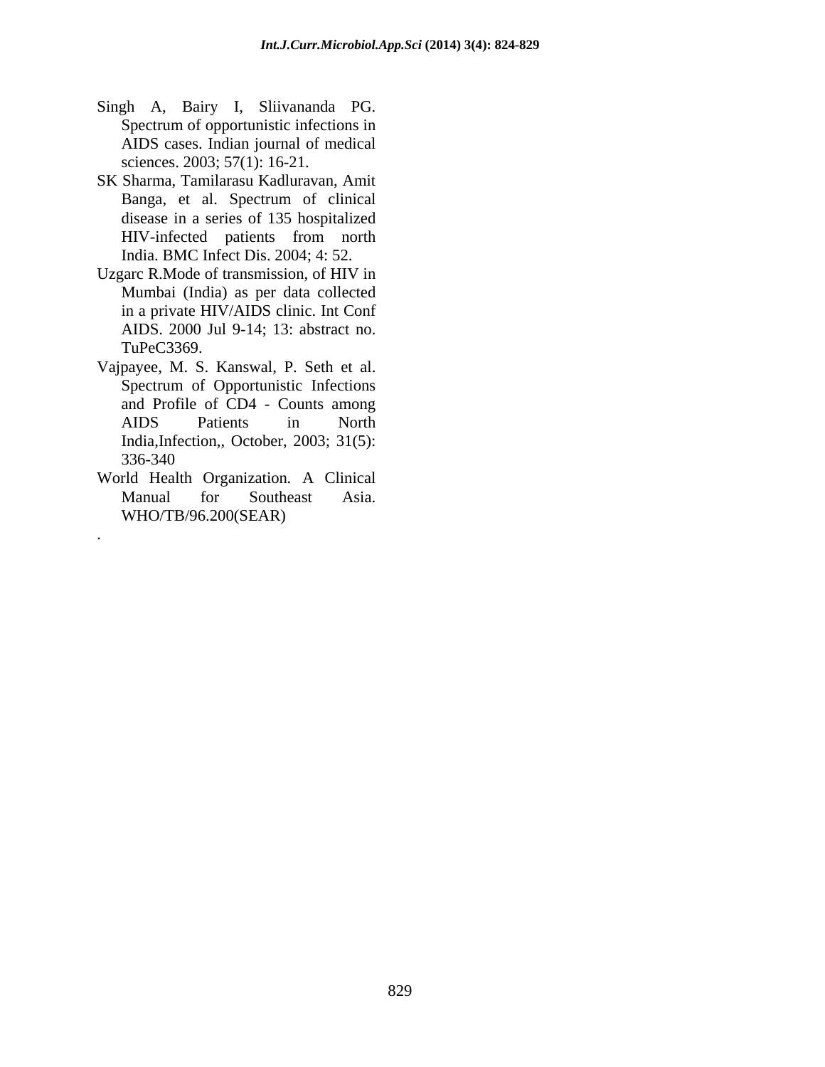Singh A, Bairy I, Sliivananda PG. Spectrum of opportunistic infections in AIDS cases. Indian journal of medical sciences. 2003; 57(1): 16-21.

SK Sharma, Tamilarasu Kadluravan, Amit Banga, et al. Spectrum of clinical disease in a series of 135 hospitalized HIV-infected patients from north India. BMC Infect Dis. 2004; 4: 52.

Uzgarc R.Mode of transmission, of HIV in Mumbai (India) as per data collected in a private HIV/AIDS clinic. Int Conf AIDS. 2000 Jul 9-14; 13: abstract no. TuPeC3369.

Vajpayee, M. S. Kanswal, P. Seth et al. Spectrum of Opportunistic Infections and Profile of CD4 - Counts among AIDS Patients in North India,Infection,, October, 2003; 31(5): 336-340

World Health Organization. A Clinical Manual for Southeast Asia. WHO/TB/96.200(SEAR)

.